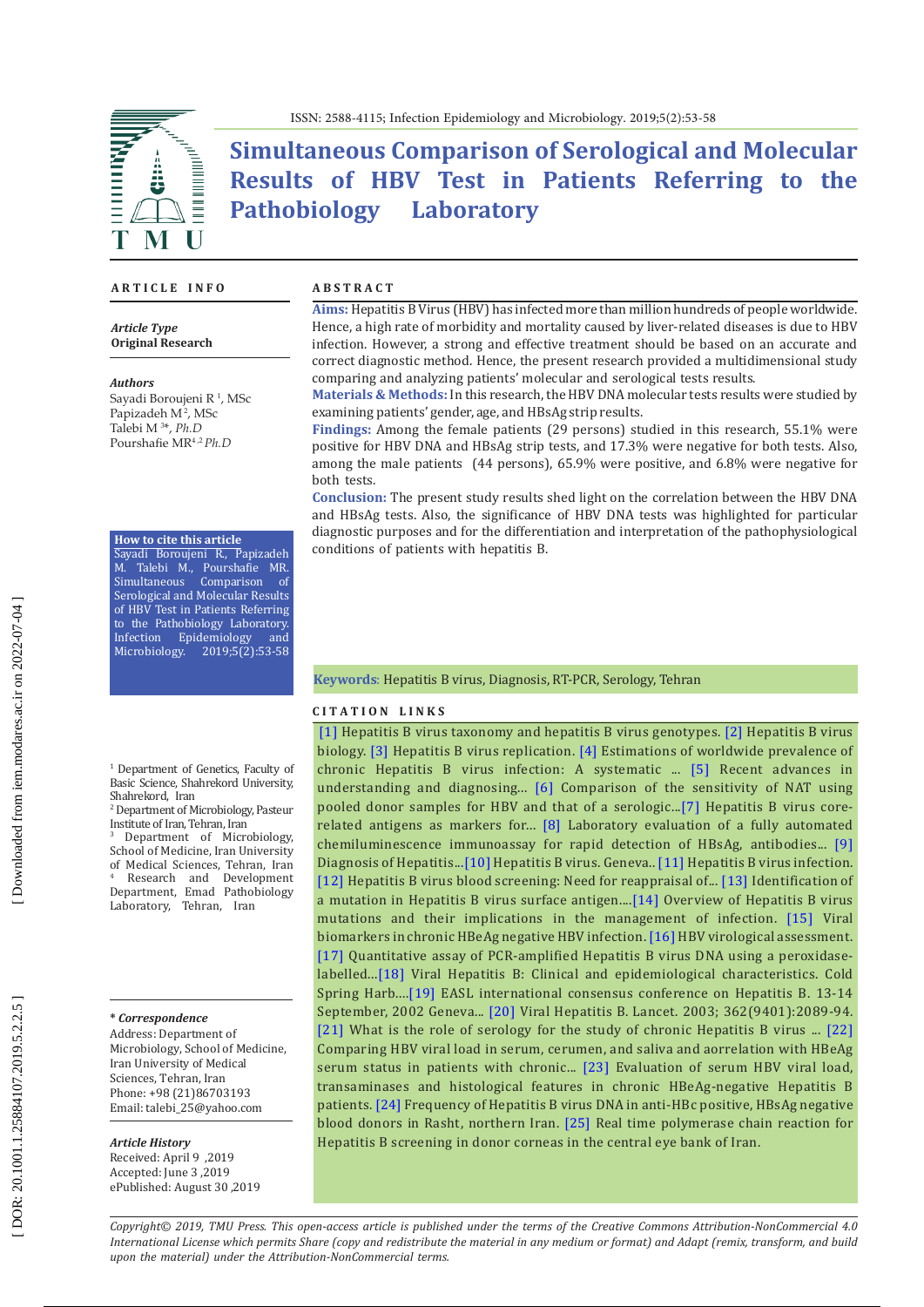ISSN: 2588-4115; Infection Epidemiology and Microbiology. 2019;5(2):53-58

# Simultaneous Comparison of Serological and Molecular Results of HBV Test in Patients Referring to the Pathobiology Laboratory

**ARTICLE INFO**

***Article Type***
**Original Research**

***Authors***
Sayadi Boroujeni R [1], MSc
Papizadeh M [2], MSc
Talebi M [3]*, *Ph.D*
Pourshafie MR[4,2] *Ph.D*

**How to cite this article**
Sayadi Boroujeni R., Papizadeh M. Talebi M., Pourshafie MR. Simultaneous Comparison of Serological and Molecular Results of HBV Test in Patients Referring to the Pathobiology Laboratory. Infection Epidemiology and Microbiology. 2019;5(2):53-58

[1] Department of Genetics, Faculty of Basic Science, Shahrekord University, Shahrekord, Iran
[2] Department of Microbiology, Pasteur Institute of Iran, Tehran, Iran
[3] Department of Microbiology, School of Medicine, Iran University of Medical Sciences, Tehran, Iran
[4] Research and Development Department, Emad Pathobiology Laboratory, Tehran, Iran

***\* Correspondence***
Address: Department of Microbiology, School of Medicine, Iran University of Medical Sciences, Tehran, Iran
Phone: +98 (21)86703193
Email: talebi_25@yahoo.com

***Article History***
Received: April 9 ,2019
Accepted: June 3 ,2019
ePublished: August 30 ,2019

## ABSTRACT

**Aims:** Hepatitis B Virus (HBV) has infected more than million hundreds of people worldwide. Hence, a high rate of morbidity and mortality caused by liver-related diseases is due to HBV infection. However, a strong and effective treatment should be based on an accurate and correct diagnostic method. Hence, the present research provided a multidimensional study comparing and analyzing patients' molecular and serological tests results.

**Materials & Methods:** In this research, the HBV DNA molecular tests results were studied by examining patients' gender, age, and HBsAg strip results.

**Findings:** Among the female patients (29 persons) studied in this research, 55.1% were positive for HBV DNA and HBsAg strip tests, and 17.3% were negative for both tests. Also, among the male patients (44 persons), 65.9% were positive, and 6.8% were negative for both tests.

**Conclusion:** The present study results shed light on the correlation between the HBV DNA and HBsAg tests. Also, the significance of HBV DNA tests was highlighted for particular diagnostic purposes and for the differentiation and interpretation of the pathophysiological conditions of patients with hepatitis B.

**Keywords**: Hepatitis B virus, Diagnosis, RT-PCR, Serology, Tehran

## CITATION LINKS

[1] Hepatitis B virus taxonomy and hepatitis B virus genotypes. [2] Hepatitis B virus biology. [3] Hepatitis B virus replication. [4] Estimations of worldwide prevalence of chronic Hepatitis B virus infection: A systematic ... [5] Recent advances in understanding and diagnosing... [6] Comparison of the sensitivity of NAT using pooled donor samples for HBV and that of a serologic...[7] Hepatitis B virus core-related antigens as markers for... [8] Laboratory evaluation of a fully automated chemiluminescence immunoassay for rapid detection of HBsAg, antibodies... [9] Diagnosis of Hepatitis...[10] Hepatitis B virus. Geneva.. [11] Hepatitis B virus infection. [12] Hepatitis B virus blood screening: Need for reappraisal of... [13] Identification of a mutation in Hepatitis B virus surface antigen....[14] Overview of Hepatitis B virus mutations and their implications in the management of infection. [15] Viral biomarkers in chronic HBeAg negative HBV infection. [16] HBV virological assessment. [17] Quantitative assay of PCR-amplified Hepatitis B virus DNA using a peroxidase-labelled...[18] Viral Hepatitis B: Clinical and epidemiological characteristics. Cold Spring Harb....[19] EASL international consensus conference on Hepatitis B. 13-14 September, 2002 Geneva... [20] Viral Hepatitis B. Lancet. 2003; 362(9401):2089-94. [21] What is the role of serology for the study of chronic Hepatitis B virus ... [22] Comparing HBV viral load in serum, cerumen, and saliva and aorrelation with HBeAg serum status in patients with chronic... [23] Evaluation of serum HBV viral load, transaminases and histological features in chronic HBeAg-negative Hepatitis B patients. [24] Frequency of Hepatitis B virus DNA in anti-HBc positive, HBsAg negative blood donors in Rasht, northern Iran. [25] Real time polymerase chain reaction for Hepatitis B screening in donor corneas in the central eye bank of Iran.

*Copyright© 2019, TMU Press. This open-access article is published under the terms of the Creative Commons Attribution-NonCommercial 4.0 International License which permits Share (copy and redistribute the material in any medium or format) and Adapt (remix, transform, and build upon the material) under the Attribution-NonCommercial terms.*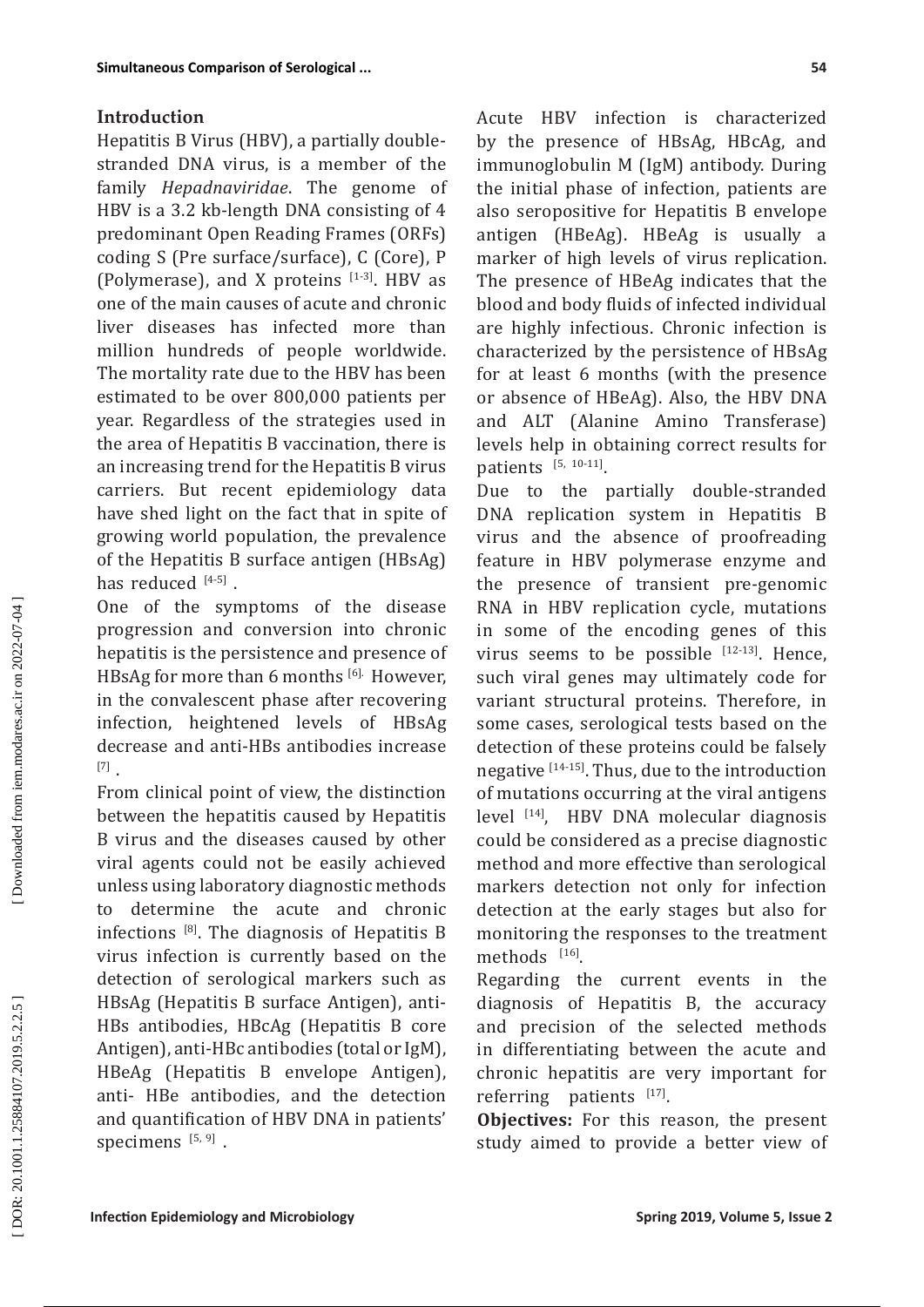## Introduction

Hepatitis B Virus (HBV), a partially double-stranded DNA virus, is a member of the family *Hepadnaviridae*. The genome of HBV is a 3.2 kb-length DNA consisting of 4 predominant Open Reading Frames (ORFs) coding S (Pre surface/surface), C (Core), P (Polymerase), and X proteins [1-3]. HBV as one of the main causes of acute and chronic liver diseases has infected more than million hundreds of people worldwide. The mortality rate due to the HBV has been estimated to be over 800,000 patients per year. Regardless of the strategies used in the area of Hepatitis B vaccination, there is an increasing trend for the Hepatitis B virus carriers. But recent epidemiology data have shed light on the fact that in spite of growing world population, the prevalence of the Hepatitis B surface antigen (HBsAg) has reduced [4-5].

One of the symptoms of the disease progression and conversion into chronic hepatitis is the persistence and presence of HBsAg for more than 6 months [6]. However, in the convalescent phase after recovering infection, heightened levels of HBsAg decrease and anti-HBs antibodies increase [7].

From clinical point of view, the distinction between the hepatitis caused by Hepatitis B virus and the diseases caused by other viral agents could not be easily achieved unless using laboratory diagnostic methods to determine the acute and chronic infections [8]. The diagnosis of Hepatitis B virus infection is currently based on the detection of serological markers such as HBsAg (Hepatitis B surface Antigen), anti-HBs antibodies, HBcAg (Hepatitis B core Antigen), anti-HBc antibodies (total or IgM), HBeAg (Hepatitis B envelope Antigen), anti- HBe antibodies, and the detection and quantification of HBV DNA in patients' specimens [5, 9].

Acute HBV infection is characterized by the presence of HBsAg, HBcAg, and immunoglobulin M (IgM) antibody. During the initial phase of infection, patients are also seropositive for Hepatitis B envelope antigen (HBeAg). HBeAg is usually a marker of high levels of virus replication. The presence of HBeAg indicates that the blood and body fluids of infected individual are highly infectious. Chronic infection is characterized by the persistence of HBsAg for at least 6 months (with the presence or absence of HBeAg). Also, the HBV DNA and ALT (Alanine Amino Transferase) levels help in obtaining correct results for patients [5, 10-11].

Due to the partially double-stranded DNA replication system in Hepatitis B virus and the absence of proofreading feature in HBV polymerase enzyme and the presence of transient pre-genomic RNA in HBV replication cycle, mutations in some of the encoding genes of this virus seems to be possible [12-13]. Hence, such viral genes may ultimately code for variant structural proteins. Therefore, in some cases, serological tests based on the detection of these proteins could be falsely negative [14-15]. Thus, due to the introduction of mutations occurring at the viral antigens level [14], HBV DNA molecular diagnosis could be considered as a precise diagnostic method and more effective than serological markers detection not only for infection detection at the early stages but also for monitoring the responses to the treatment methods [16].

Regarding the current events in the diagnosis of Hepatitis B, the accuracy and precision of the selected methods in differentiating between the acute and chronic hepatitis are very important for referring patients [17].

**Objectives:** For this reason, the present study aimed to provide a better view of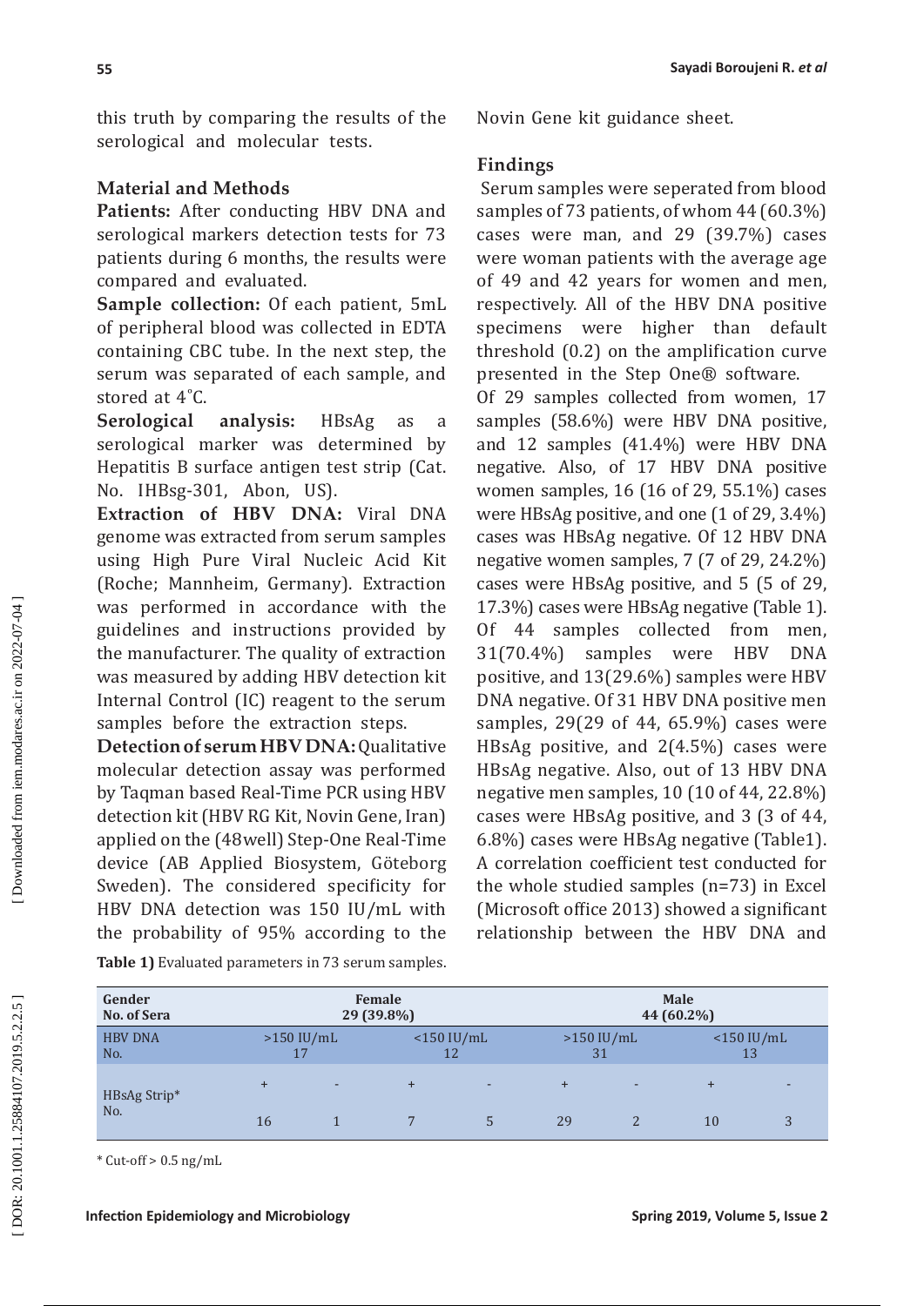this truth by comparing the results of the serological and molecular tests.

## Material and Methods

**Patients:** After conducting HBV DNA and serological markers detection tests for 73 patients during 6 months, the results were compared and evaluated.

**Sample collection:** Of each patient, 5mL of peripheral blood was collected in EDTA containing CBC tube. In the next step, the serum was separated of each sample, and stored at 4˚C.

**Serological analysis:** HBsAg as a serological marker was determined by Hepatitis B surface antigen test strip (Cat. No. IHBsg-301, Abon, US).

**Extraction of HBV DNA:** Viral DNA genome was extracted from serum samples using High Pure Viral Nucleic Acid Kit (Roche; Mannheim, Germany). Extraction was performed in accordance with the guidelines and instructions provided by the manufacturer. The quality of extraction was measured by adding HBV detection kit Internal Control (IC) reagent to the serum samples before the extraction steps.

**Detection of serum HBV DNA:** Qualitative molecular detection assay was performed by Taqman based Real-Time PCR using HBV detection kit (HBV RG Kit, Novin Gene, Iran) applied on the (48well) Step-One Real-Time device (AB Applied Biosystem, Göteborg Sweden). The considered specificity for HBV DNA detection was 150 IU/mL with the probability of 95% according to the Novin Gene kit guidance sheet.

## Findings

Serum samples were seperated from blood samples of 73 patients, of whom 44 (60.3%) cases were man, and 29 (39.7%) cases were woman patients with the average age of 49 and 42 years for women and men, respectively. All of the HBV DNA positive specimens were higher than default threshold (0.2) on the amplification curve presented in the Step One® software.

Of 29 samples collected from women, 17 samples (58.6%) were HBV DNA positive, and 12 samples (41.4%) were HBV DNA negative. Also, of 17 HBV DNA positive women samples, 16 (16 of 29, 55.1%) cases were HBsAg positive, and one (1 of 29, 3.4%) cases was HBsAg negative. Of 12 HBV DNA negative women samples, 7 (7 of 29, 24.2%) cases were HBsAg positive, and 5 (5 of 29, 17.3%) cases were HBsAg negative (Table 1). Of 44 samples collected from men, 31(70.4%) samples were HBV DNA positive, and 13(29.6%) samples were HBV DNA negative. Of 31 HBV DNA positive men samples, 29(29 of 44, 65.9%) cases were HBsAg positive, and 2(4.5%) cases were HBsAg negative. Also, out of 13 HBV DNA negative men samples, 10 (10 of 44, 22.8%) cases were HBsAg positive, and 3 (3 of 44, 6.8%) cases were HBsAg negative (Table1). A correlation coefficient test conducted for the whole studied samples (n=73) in Excel (Microsoft office 2013) showed a significant relationship between the HBV DNA and

**Table 1)** Evaluated parameters in 73 serum samples.

| Gender<br>No. of Sera | Female<br>29 (39.8%) | | | | Male<br>44 (60.2%) | | | |
|---|---|---|---|---|---|---|---|---|
| HBV DNA<br>No. | >150 IU/mL<br>17 | | <150 IU/mL<br>12 | | >150 IU/mL<br>31 | | <150 IU/mL<br>13 | |
| HBsAg Strip*<br>No. | + | - | + | - | + | - | + | - |
| | 16 | 1 | 7 | 5 | 29 | 2 | 10 | 3 |

\* Cut-off > 0.5 ng/mL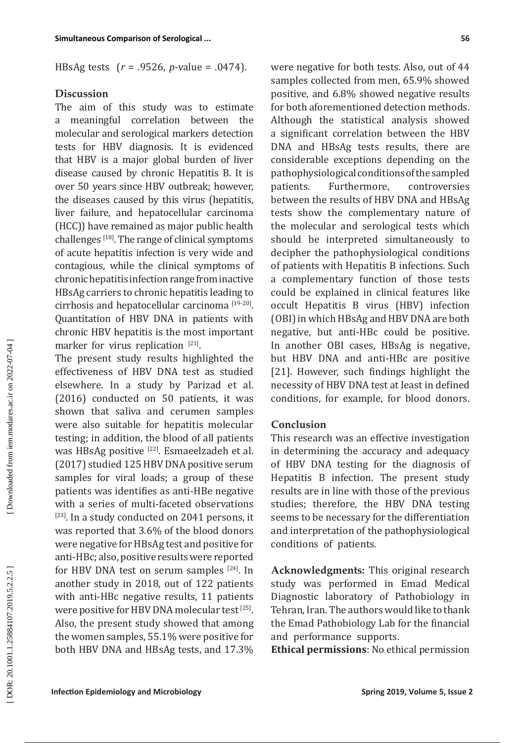HBsAg tests ($r$ = .9526, $p$-value = .0474).

## Discussion

The aim of this study was to estimate a meaningful correlation between the molecular and serological markers detection tests for HBV diagnosis. It is evidenced that HBV is a major global burden of liver disease caused by chronic Hepatitis B. It is over 50 years since HBV outbreak; however, the diseases caused by this virus (hepatitis, liver failure, and hepatocellular carcinoma (HCC)) have remained as major public health challenges [18]. The range of clinical symptoms of acute hepatitis infection is very wide and contagious, while the clinical symptoms of chronic hepatitis infection range from inactive HBsAg carriers to chronic hepatitis leading to cirrhosis and hepatocellular carcinoma [19-20]. Quantitation of HBV DNA in patients with chronic HBV hepatitis is the most important marker for virus replication [21].

The present study results highlighted the effectiveness of HBV DNA test as studied elsewhere. In a study by Parizad et al. (2016) conducted on 50 patients, it was shown that saliva and cerumen samples were also suitable for hepatitis molecular testing; in addition, the blood of all patients was HBsAg positive [22]. Esmaeelzadeh et al. (2017) studied 125 HBV DNA positive serum samples for viral loads; a group of these patients was identifies as anti-HBe negative with a series of multi-faceted observations [23]. In a study conducted on 2041 persons, it was reported that 3.6% of the blood donors were negative for HBsAg test and positive for anti-HBc; also, positive results were reported for HBV DNA test on serum samples [24]. In another study in 2018, out of 122 patients with anti-HBc negative results, 11 patients were positive for HBV DNA molecular test [25]. Also, the present study showed that among the women samples, 55.1% were positive for both HBV DNA and HBsAg tests, and 17.3% were negative for both tests. Also, out of 44 samples collected from men, 65.9% showed positive, and 6.8% showed negative results for both aforementioned detection methods. Although the statistical analysis showed a significant correlation between the HBV DNA and HBsAg tests results, there are considerable exceptions depending on the pathophysiological conditions of the sampled patients. Furthermore, controversies between the results of HBV DNA and HBsAg tests show the complementary nature of the molecular and serological tests which should be interpreted simultaneously to decipher the pathophysiological conditions of patients with Hepatitis B infections. Such a complementary function of those tests could be explained in clinical features like occult Hepatitis B virus (HBV) infection (OBI) in which HBsAg and HBV DNA are both negative, but anti-HBc could be positive. In another OBI cases, HBsAg is negative, but HBV DNA and anti-HBc are positive [21]. However, such findings highlight the necessity of HBV DNA test at least in defined conditions, for example, for blood donors.

## Conclusion

This research was an effective investigation in determining the accuracy and adequacy of HBV DNA testing for the diagnosis of Hepatitis B infection. The present study results are in line with those of the previous studies; therefore, the HBV DNA testing seems to be necessary for the differentiation and interpretation of the pathophysiological conditions of patients.

**Acknowledgments:** This original research study was performed in Emad Medical Diagnostic laboratory of Pathobiology in Tehran, Iran. The authors would like to thank the Emad Pathobiology Lab for the financial and performance supports.

**Ethical permissions**: No ethical permission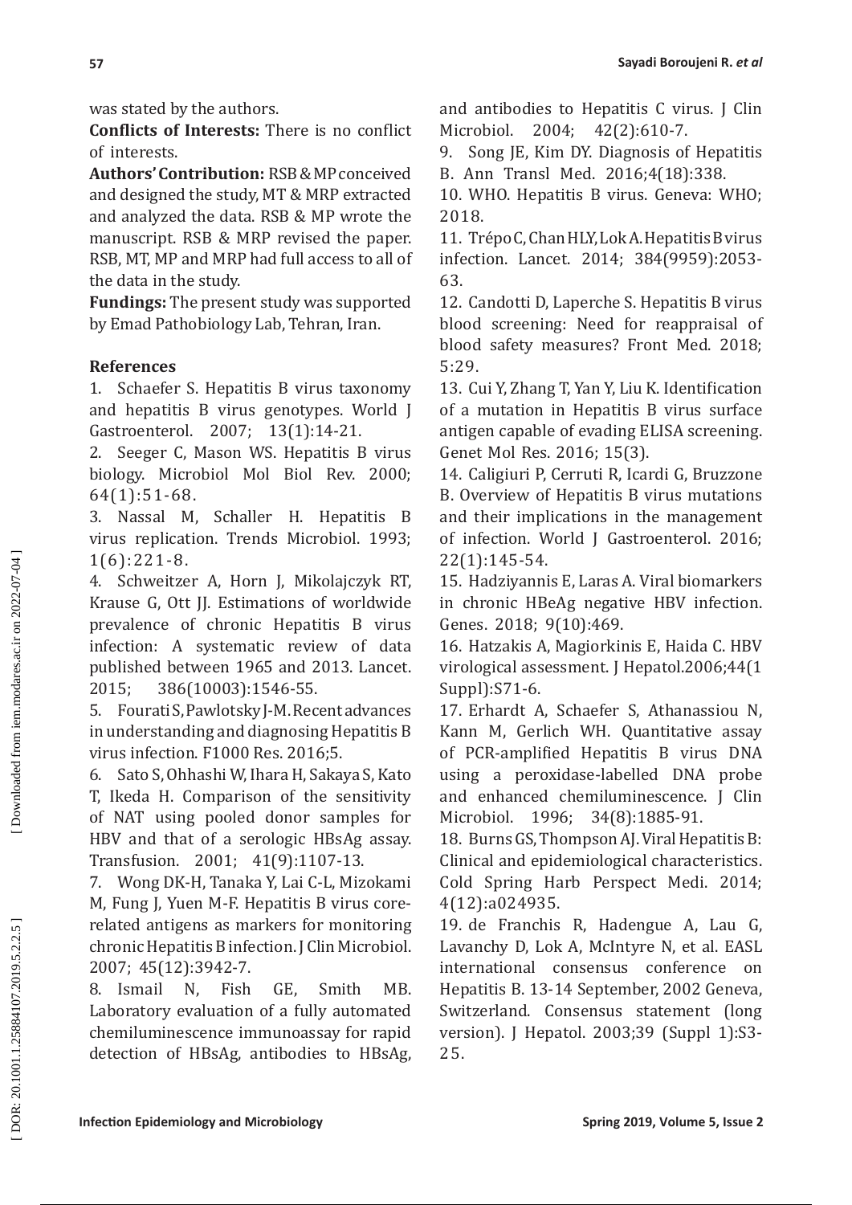was stated by the authors.

**Conflicts of Interests:** There is no conflict of interests.

**Authors' Contribution:** RSB & MP conceived and designed the study, MT & MRP extracted and analyzed the data. RSB & MP wrote the manuscript. RSB & MRP revised the paper. RSB, MT, MP and MRP had full access to all of the data in the study.

**Fundings:** The present study was supported by Emad Pathobiology Lab, Tehran, Iran.

## References

1. Schaefer S. Hepatitis B virus taxonomy and hepatitis B virus genotypes. World J Gastroenterol. 2007; 13(1):14-21.
2. Seeger C, Mason WS. Hepatitis B virus biology. Microbiol Mol Biol Rev. 2000; 64(1):51-68.
3. Nassal M, Schaller H. Hepatitis B virus replication. Trends Microbiol. 1993; 1(6):221-8.
4. Schweitzer A, Horn J, Mikolajczyk RT, Krause G, Ott JJ. Estimations of worldwide prevalence of chronic Hepatitis B virus infection: A systematic review of data published between 1965 and 2013. Lancet. 2015; 386(10003):1546-55.
5. Fourati S, Pawlotsky J-M. Recent advances in understanding and diagnosing Hepatitis B virus infection. F1000 Res. 2016;5.
6. Sato S, Ohhashi W, Ihara H, Sakaya S, Kato T, Ikeda H. Comparison of the sensitivity of NAT using pooled donor samples for HBV and that of a serologic HBsAg assay. Transfusion. 2001; 41(9):1107-13.
7. Wong DK-H, Tanaka Y, Lai C-L, Mizokami M, Fung J, Yuen M-F. Hepatitis B virus core-related antigens as markers for monitoring chronic Hepatitis B infection. J Clin Microbiol. 2007; 45(12):3942-7.
8. Ismail N, Fish GE, Smith MB. Laboratory evaluation of a fully automated chemiluminescence immunoassay for rapid detection of HBsAg, antibodies to HBsAg, and antibodies to Hepatitis C virus. J Clin Microbiol. 2004; 42(2):610-7.
9. Song JE, Kim DY. Diagnosis of Hepatitis B. Ann Transl Med. 2016;4(18):338.
10. WHO. Hepatitis B virus. Geneva: WHO; 2018.
11. Trépo C, Chan HLY, Lok A. Hepatitis B virus infection. Lancet. 2014; 384(9959):2053-63.
12. Candotti D, Laperche S. Hepatitis B virus blood screening: Need for reappraisal of blood safety measures? Front Med. 2018; 5:29.
13. Cui Y, Zhang T, Yan Y, Liu K. Identification of a mutation in Hepatitis B virus surface antigen capable of evading ELISA screening. Genet Mol Res. 2016; 15(3).
14. Caligiuri P, Cerruti R, Icardi G, Bruzzone B. Overview of Hepatitis B virus mutations and their implications in the management of infection. World J Gastroenterol. 2016; 22(1):145-54.
15. Hadziyannis E, Laras A. Viral biomarkers in chronic HBeAg negative HBV infection. Genes. 2018; 9(10):469.
16. Hatzakis A, Magiorkinis E, Haida C. HBV virological assessment. J Hepatol.2006;44(1 Suppl):S71-6.
17. Erhardt A, Schaefer S, Athanassiou N, Kann M, Gerlich WH. Quantitative assay of PCR-amplified Hepatitis B virus DNA using a peroxidase-labelled DNA probe and enhanced chemiluminescence. J Clin Microbiol. 1996; 34(8):1885-91.
18. Burns GS, Thompson AJ. Viral Hepatitis B: Clinical and epidemiological characteristics. Cold Spring Harb Perspect Medi. 2014; 4(12):a024935.
19. de Franchis R, Hadengue A, Lau G, Lavanchy D, Lok A, McIntyre N, et al. EASL international consensus conference on Hepatitis B. 13-14 September, 2002 Geneva, Switzerland. Consensus statement (long version). J Hepatol. 2003;39 (Suppl 1):S3-25.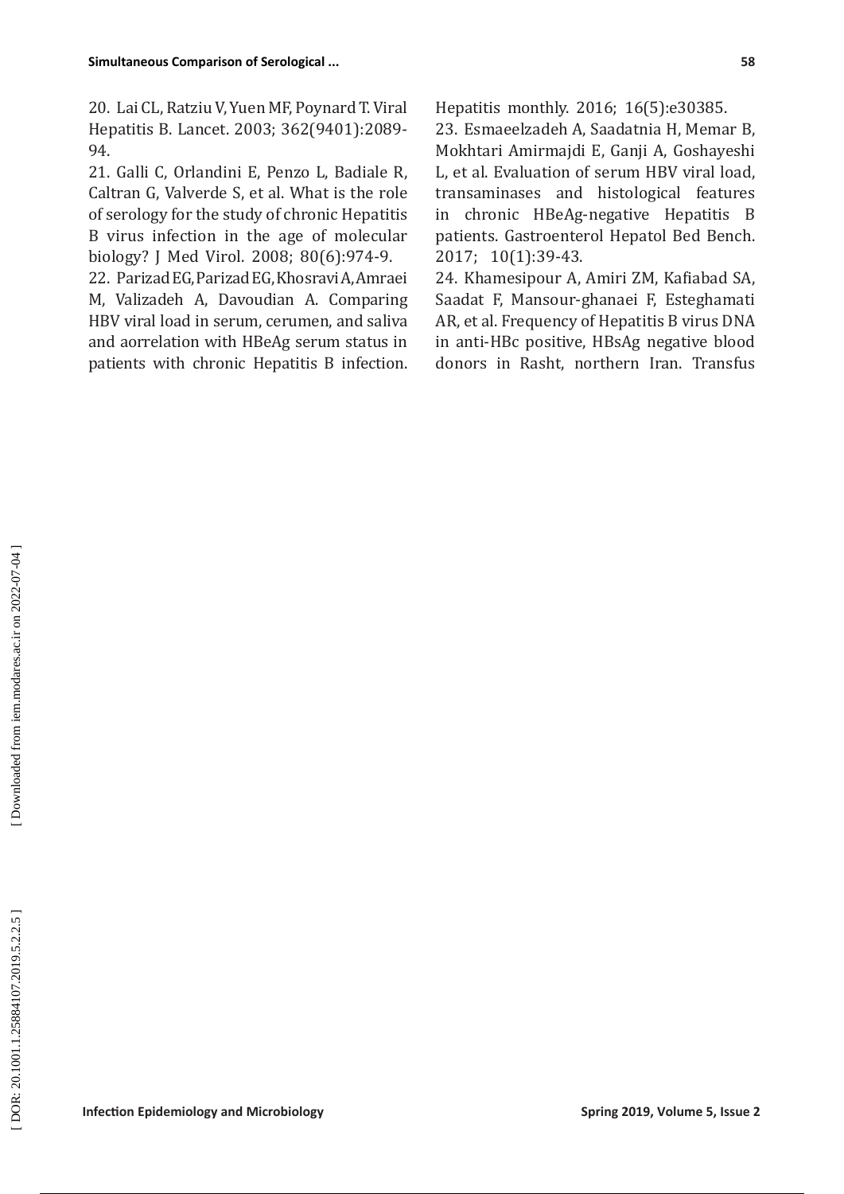20. Lai CL, Ratziu V, Yuen MF, Poynard T. Viral Hepatitis B. Lancet. 2003; 362(9401):2089-94.

21. Galli C, Orlandini E, Penzo L, Badiale R, Caltran G, Valverde S, et al. What is the role of serology for the study of chronic Hepatitis B virus infection in the age of molecular biology? J Med Virol. 2008; 80(6):974-9.

22. Parizad EG, Parizad EG, Khosravi A, Amraei M, Valizadeh A, Davoudian A. Comparing HBV viral load in serum, cerumen, and saliva and aorrelation with HBeAg serum status in patients with chronic Hepatitis B infection. Hepatitis monthly. 2016; 16(5):e30385.

23. Esmaeelzadeh A, Saadatnia H, Memar B, Mokhtari Amirmajdi E, Ganji A, Goshayeshi L, et al. Evaluation of serum HBV viral load, transaminases and histological features in chronic HBeAg-negative Hepatitis B patients. Gastroenterol Hepatol Bed Bench. 2017; 10(1):39-43.

24. Khamesipour A, Amiri ZM, Kafiabad SA, Saadat F, Mansour-ghanaei F, Esteghamati AR, et al. Frequency of Hepatitis B virus DNA in anti-HBc positive, HBsAg negative blood donors in Rasht, northern Iran. Transfus